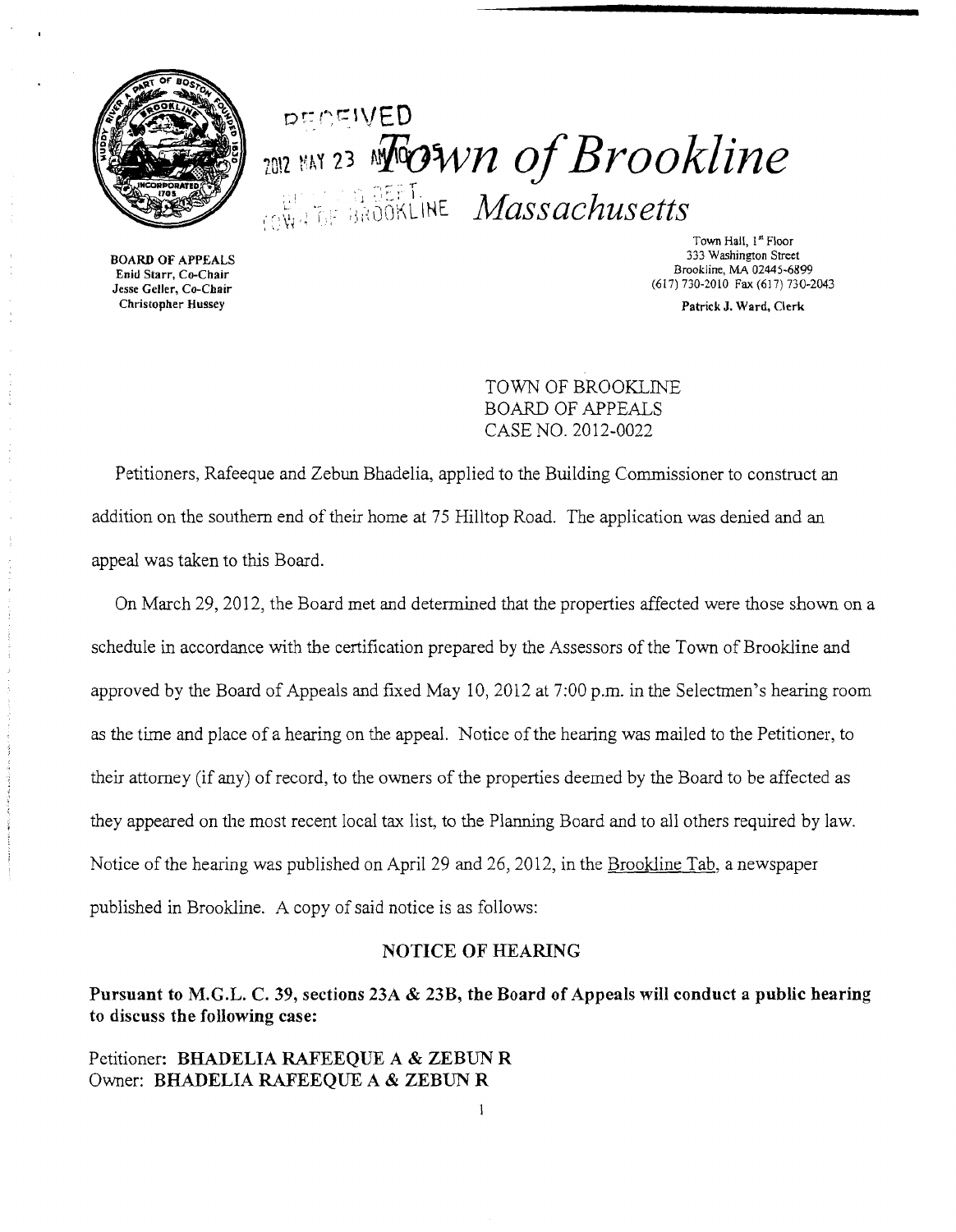RECEIVED

2012 MAY 23 AM 10:5

# Town of Brookline

## Massachusetts

BOARD OF APPEALS
Enid Starr, Co-Chair
Jesse Geller, Co-Chair
Christopher Hussey

Town Hall, 1st Floor
333 Washington Street
Brookline, MA 02445-6899
(617) 730-2010 Fax (617) 730-2043

Patrick J. Ward, Clerk

TOWN OF BROOKLINE
BOARD OF APPEALS
CASE NO. 2012-0022

Petitioners, Rafeeque and Zebun Bhadelia, applied to the Building Commissioner to construct an addition on the southern end of their home at 75 Hilltop Road. The application was denied and an appeal was taken to this Board.

On March 29, 2012, the Board met and determined that the properties affected were those shown on a schedule in accordance with the certification prepared by the Assessors of the Town of Brookline and approved by the Board of Appeals and fixed May 10, 2012 at 7:00 p.m. in the Selectmen's hearing room as the time and place of a hearing on the appeal. Notice of the hearing was mailed to the Petitioner, to their attorney (if any) of record, to the owners of the properties deemed by the Board to be affected as they appeared on the most recent local tax list, to the Planning Board and to all others required by law. Notice of the hearing was published on April 29 and 26, 2012, in the Brookline Tab, a newspaper published in Brookline. A copy of said notice is as follows:

### NOTICE OF HEARING

**Pursuant to M.G.L. C. 39, sections 23A & 23B, the Board of Appeals will conduct a public hearing to discuss the following case:**

Petitioner: **BHADELIA RAFEEQUE A & ZEBUN R**
Owner: **BHADELIA RAFEEQUE A & ZEBUN R**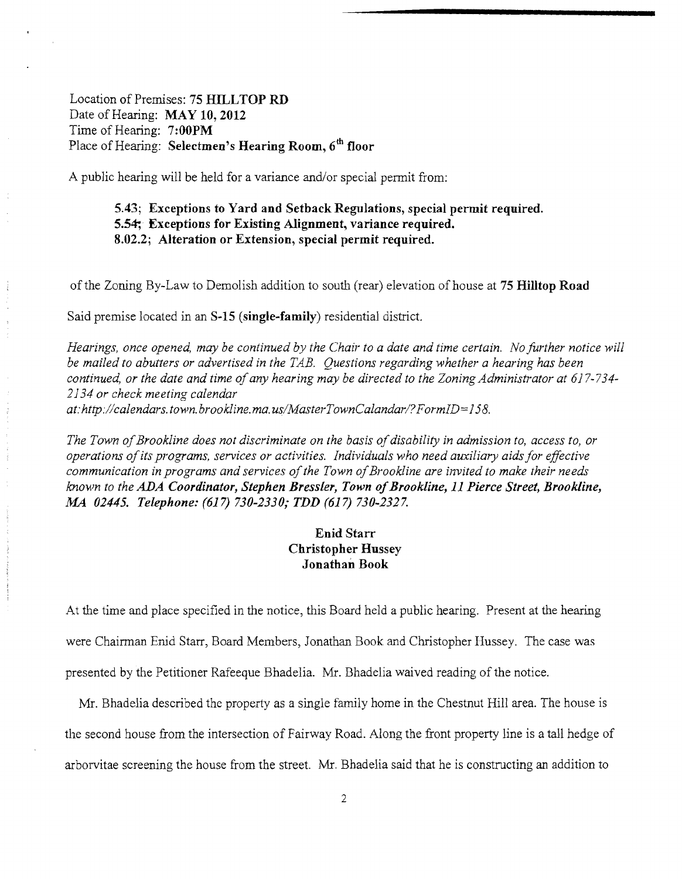Location of Premises: **75 HILLTOP RD**
Date of Hearing: **MAY 10, 2012**
Time of Hearing: **7:00PM**
Place of Hearing: **Selectmen's Hearing Room, 6th floor**

A public hearing will be held for a variance and/or special permit from:

> **5.43; Exceptions to Yard and Setback Regulations, special permit required.**
> **5.54; Exceptions for Existing Alignment, variance required.**
> **8.02.2; Alteration or Extension, special permit required.**

of the Zoning By-Law to Demolish addition to south (rear) elevation of house at **75 Hilltop Road**

Said premise located in an **S-15 (single-family)** residential district.

*Hearings, once opened, may be continued by the Chair to a date and time certain. No further notice will be mailed to abutters or advertised in the TAB. Questions regarding whether a hearing has been continued, or the date and time of any hearing may be directed to the Zoning Administrator at 617-734-2134 or check meeting calendar at: http://calendars.town.brookline.ma.us/MasterTownCalandar/?FormID=158.*

*The Town of Brookline does not discriminate on the basis of disability in admission to, access to, or operations of its programs, services or activities. Individuals who need auxiliary aids for effective communication in programs and services of the Town of Brookline are invited to make their needs known to the* ***ADA Coordinator, Stephen Bressler, Town of Brookline, 11 Pierce Street, Brookline, MA 02445. Telephone: (617) 730-2330; TDD (617) 730-2327.***

**Enid Starr**
**Christopher Hussey**
**Jonathan Book**

At the time and place specified in the notice, this Board held a public hearing. Present at the hearing were Chairman Enid Starr, Board Members, Jonathan Book and Christopher Hussey. The case was presented by the Petitioner Rafeeque Bhadelia. Mr. Bhadelia waived reading of the notice.

Mr. Bhadelia described the property as a single family home in the Chestnut Hill area. The house is the second house from the intersection of Fairway Road. Along the front property line is a tall hedge of arborvitae screening the house from the street. Mr. Bhadelia said that he is constructing an addition to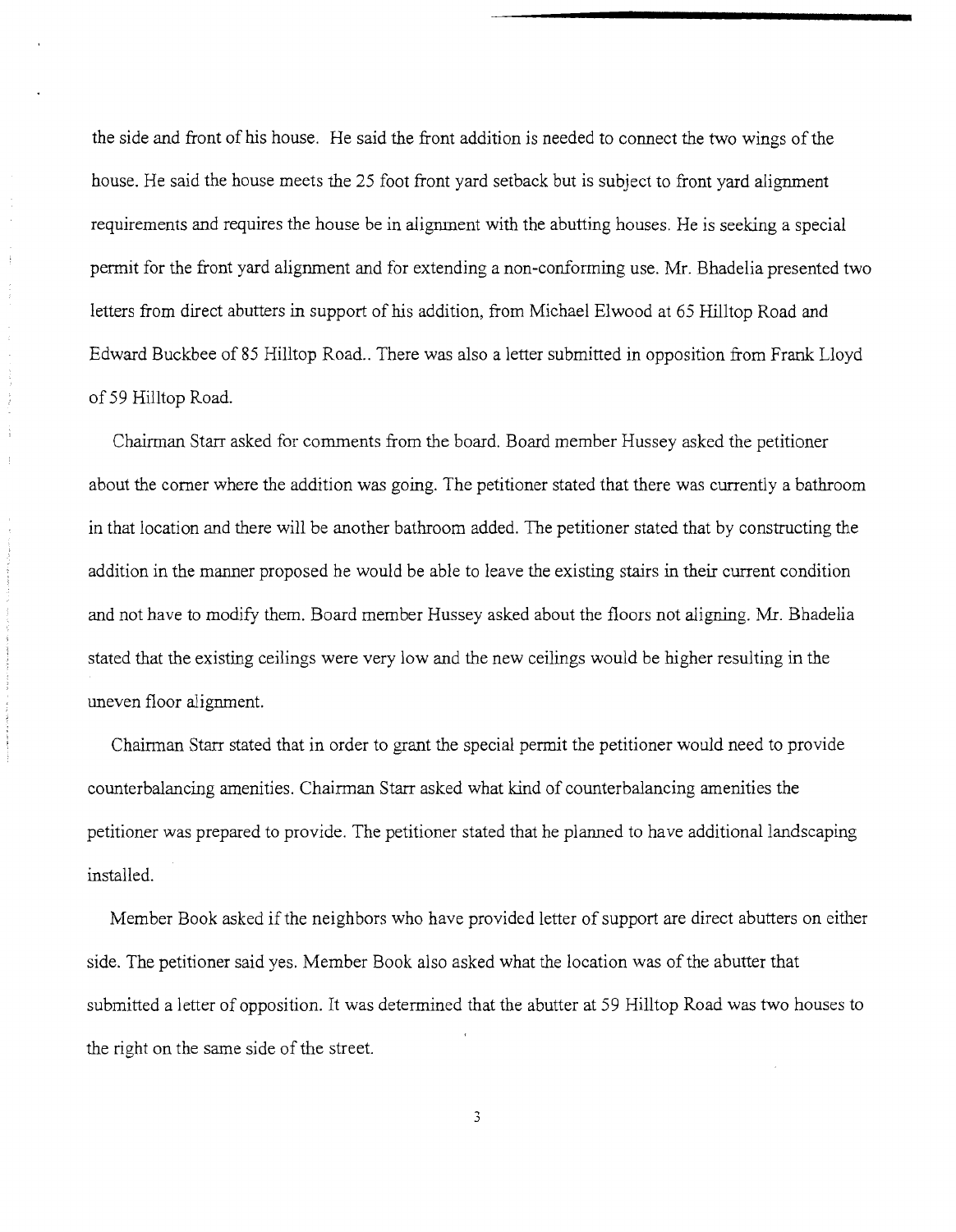the side and front of his house. He said the front addition is needed to connect the two wings of the house. He said the house meets the 25 foot front yard setback but is subject to front yard alignment requirements and requires the house be in alignment with the abutting houses. He is seeking a special permit for the front yard alignment and for extending a non-conforming use. Mr. Bhadelia presented two letters from direct abutters in support of his addition, from Michael Elwood at 65 Hilltop Road and Edward Buckbee of 85 Hilltop Road.. There was also a letter submitted in opposition from Frank Lloyd of 59 Hilltop Road.

Chairman Starr asked for comments from the board. Board member Hussey asked the petitioner about the corner where the addition was going. The petitioner stated that there was currently a bathroom in that location and there will be another bathroom added. The petitioner stated that by constructing the addition in the manner proposed he would be able to leave the existing stairs in their current condition and not have to modify them. Board member Hussey asked about the floors not aligning. Mr. Bhadelia stated that the existing ceilings were very low and the new ceilings would be higher resulting in the uneven floor alignment.

Chairman Starr stated that in order to grant the special permit the petitioner would need to provide counterbalancing amenities. Chairman Starr asked what kind of counterbalancing amenities the petitioner was prepared to provide. The petitioner stated that he planned to have additional landscaping installed.

Member Book asked if the neighbors who have provided letter of support are direct abutters on either side. The petitioner said yes. Member Book also asked what the location was of the abutter that submitted a letter of opposition. It was determined that the abutter at 59 Hilltop Road was two houses to the right on the same side of the street.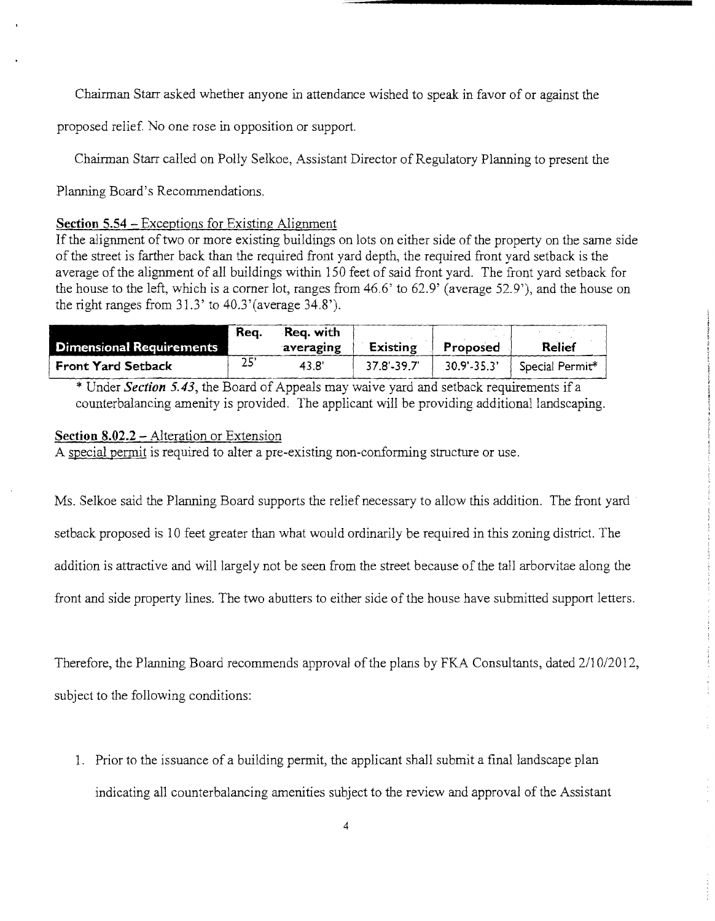Chairman Starr asked whether anyone in attendance wished to speak in favor of or against the proposed relief. No one rose in opposition or support.

Chairman Starr called on Polly Selkoe, Assistant Director of Regulatory Planning to present the Planning Board's Recommendations.

**Section 5.54** – Exceptions for Existing Alignment

If the alignment of two or more existing buildings on lots on either side of the property on the same side of the street is farther back than the required front yard depth, the required front yard setback is the average of the alignment of all buildings within 150 feet of said front yard. The front yard setback for the house to the left, which is a corner lot, ranges from 46.6' to 62.9' (average 52.9'), and the house on the right ranges from 31.3' to 40.3' (average 34.8').

| Dimensional Requirements | Req. | Req. with averaging | Existing | Proposed | Relief |
|---|---|---|---|---|---|
| **Front Yard Setback** | 25' | 43.8' | 37.8'-39.7' | 30.9'-35.3' | Special Permit* |

\* Under ***Section 5.43***, the Board of Appeals may waive yard and setback requirements if a counterbalancing amenity is provided. The applicant will be providing additional landscaping.

**Section 8.02.2** – Alteration or Extension

A special permit is required to alter a pre-existing non-conforming structure or use.

Ms. Selkoe said the Planning Board supports the relief necessary to allow this addition. The front yard setback proposed is 10 feet greater than what would ordinarily be required in this zoning district. The addition is attractive and will largely not be seen from the street because of the tall arborvitae along the front and side property lines. The two abutters to either side of the house have submitted support letters.

Therefore, the Planning Board recommends approval of the plans by FKA Consultants, dated 2/10/2012, subject to the following conditions:

1. Prior to the issuance of a building permit, the applicant shall submit a final landscape plan indicating all counterbalancing amenities subject to the review and approval of the Assistant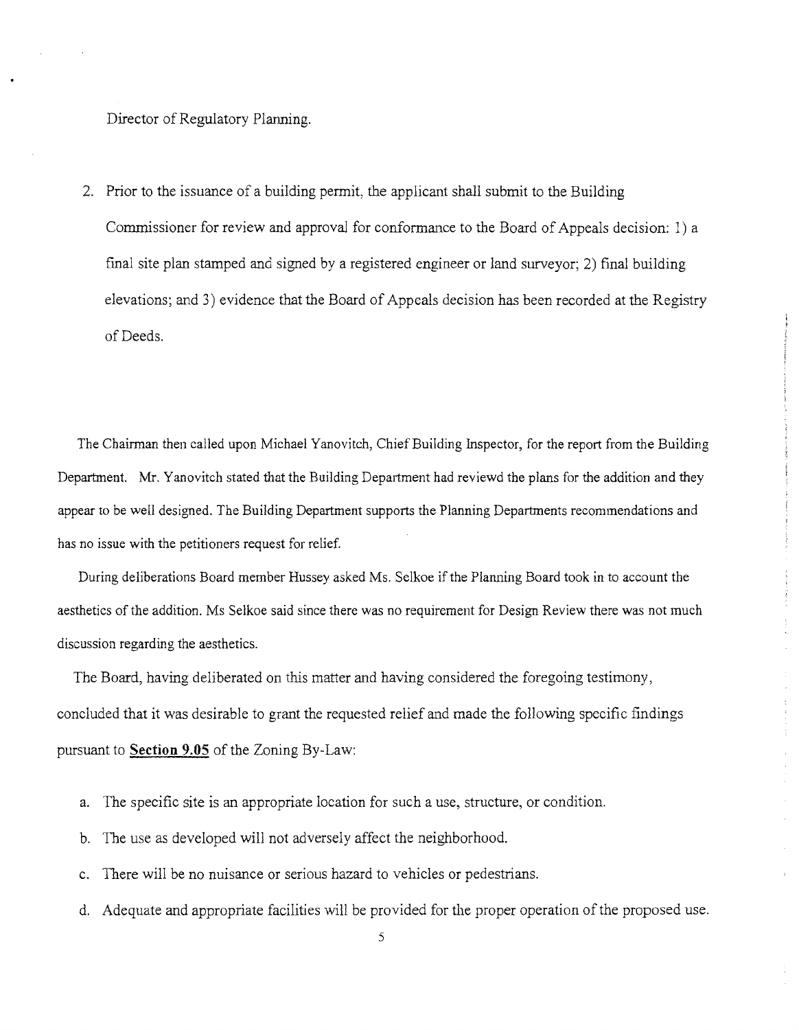Director of Regulatory Planning.

2. Prior to the issuance of a building permit, the applicant shall submit to the Building Commissioner for review and approval for conformance to the Board of Appeals decision: 1) a final site plan stamped and signed by a registered engineer or land surveyor; 2) final building elevations; and 3) evidence that the Board of Appeals decision has been recorded at the Registry of Deeds.

The Chairman then called upon Michael Yanovitch, Chief Building Inspector, for the report from the Building Department. Mr. Yanovitch stated that the Building Department had reviewd the plans for the addition and they appear to be well designed. The Building Department supports the Planning Departments recommendations and has no issue with the petitioners request for relief.

During deliberations Board member Hussey asked Ms. Selkoe if the Planning Board took in to account the aesthetics of the addition. Ms Selkoe said since there was no requirement for Design Review there was not much discussion regarding the aesthetics.

The Board, having deliberated on this matter and having considered the foregoing testimony, concluded that it was desirable to grant the requested relief and made the following specific findings pursuant to **Section 9.05** of the Zoning By-Law:

a. The specific site is an appropriate location for such a use, structure, or condition.

b. The use as developed will not adversely affect the neighborhood.

c. There will be no nuisance or serious hazard to vehicles or pedestrians.

d. Adequate and appropriate facilities will be provided for the proper operation of the proposed use.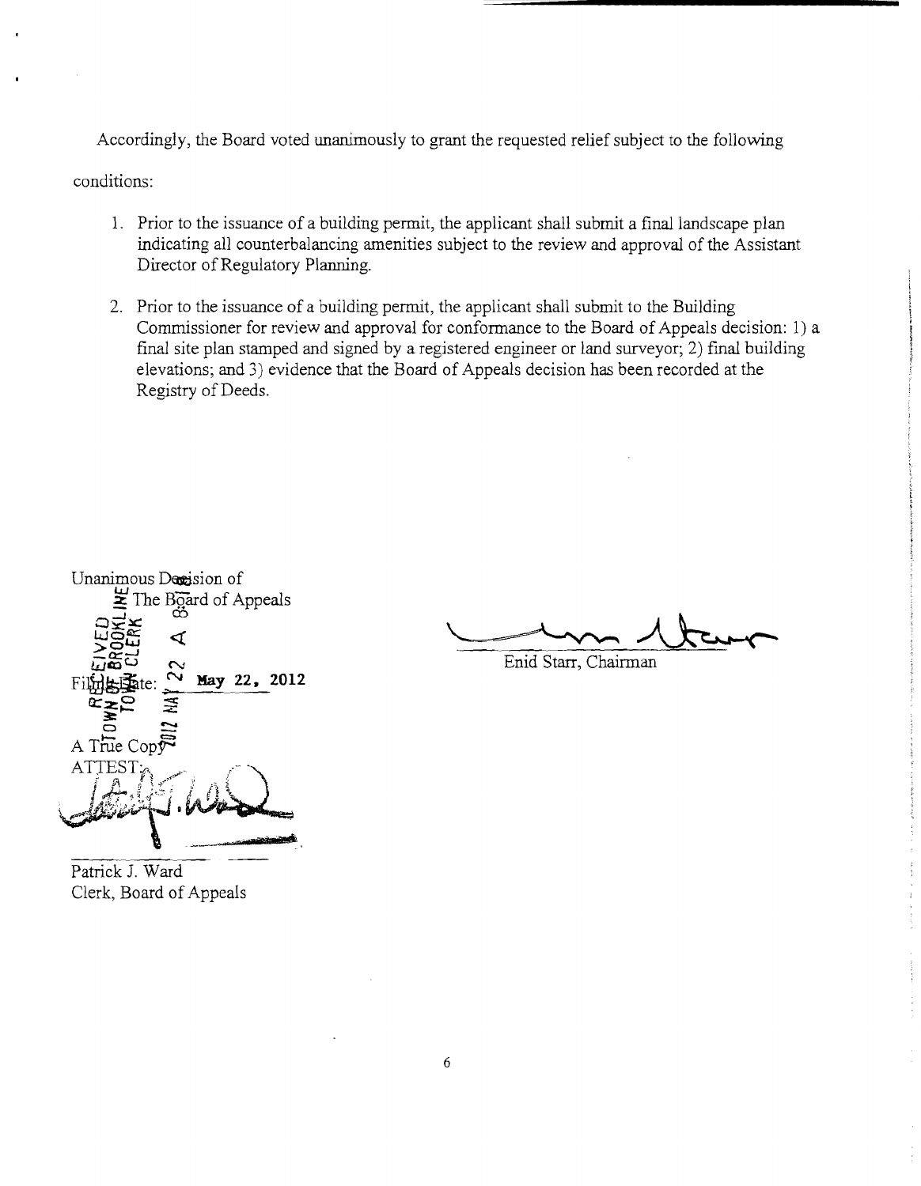Accordingly, the Board voted unanimously to grant the requested relief subject to the following conditions:

1. Prior to the issuance of a building permit, the applicant shall submit a final landscape plan indicating all counterbalancing amenities subject to the review and approval of the Assistant Director of Regulatory Planning.

2. Prior to the issuance of a building permit, the applicant shall submit to the Building Commissioner for review and approval for conformance to the Board of Appeals decision: 1) a final site plan stamped and signed by a registered engineer or land surveyor; 2) final building elevations; and 3) evidence that the Board of Appeals decision has been recorded at the Registry of Deeds.

Unanimous Decision of
The Board of Appeals

Filing Date: May 22, 2012

RECEIVED
TOWN OF BROOKLINE
TOWN CLERK
2012 MAY 22 A 8:

A True Copy
ATTEST:

Patrick J. Ward
Clerk, Board of Appeals

Enid Starr, Chairman